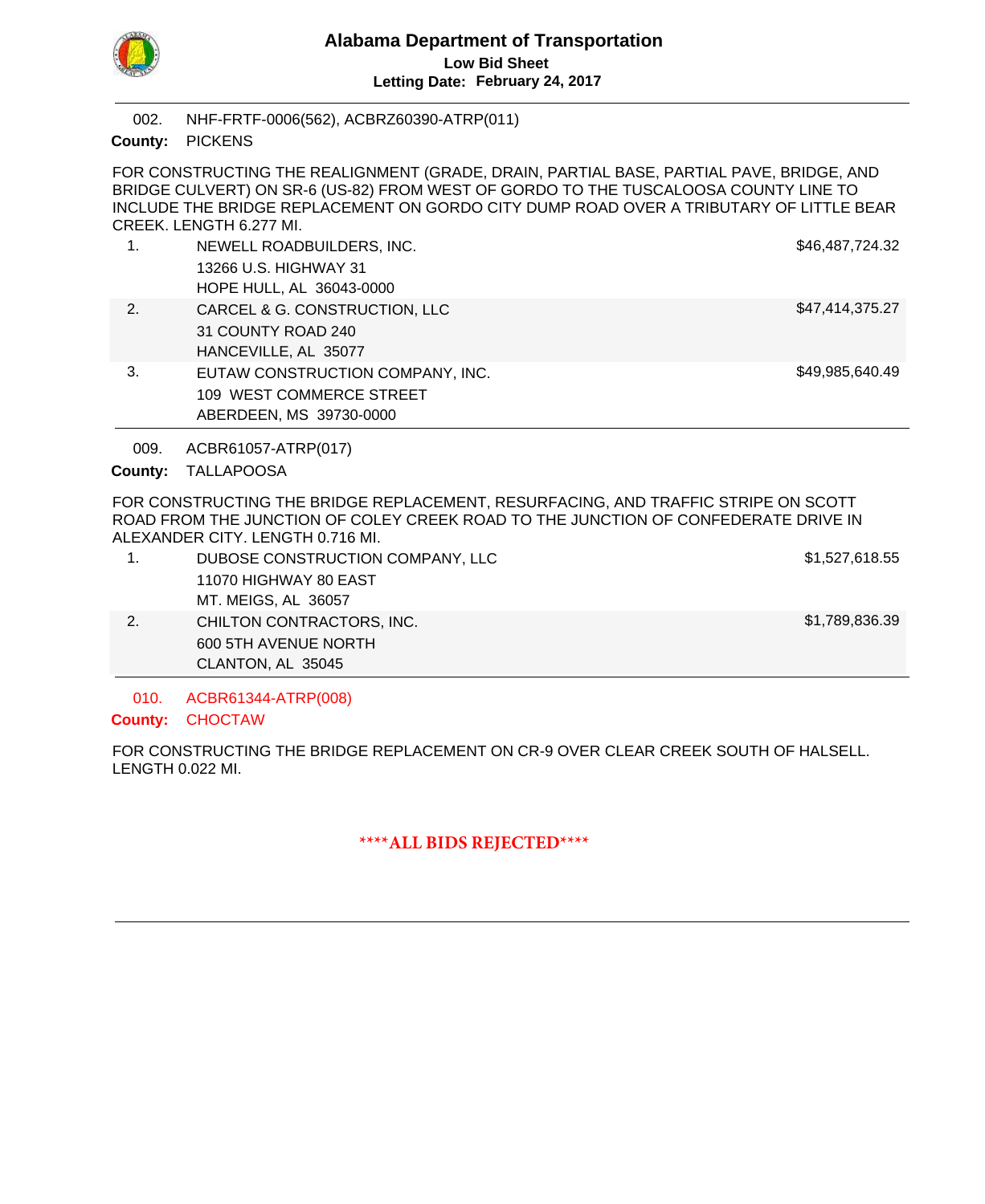# Alabama Department of Transportation

**Low Bid Sheet**

**Letting Date: February 24, 2017**

---

002. NHF-FRTF-0006(562), ACBRZ60390-ATRP(011)

**County:** PICKENS

FOR CONSTRUCTING THE REALIGNMENT (GRADE, DRAIN, PARTIAL BASE, PARTIAL PAVE, BRIDGE, AND BRIDGE CULVERT) ON SR-6 (US-82) FROM WEST OF GORDO TO THE TUSCALOOSA COUNTY LINE TO INCLUDE THE BRIDGE REPLACEMENT ON GORDO CITY DUMP ROAD OVER A TRIBUTARY OF LITTLE BEAR CREEK. LENGTH 6.277 MI.

| | Bidder | Amount |
|---|---|---|
| 1. | NEWELL ROADBUILDERS, INC.<br>13266 U.S. HIGHWAY 31<br>HOPE HULL, AL 36043-0000 | $46,487,724.32 |
| 2. | CARCEL & G. CONSTRUCTION, LLC<br>31 COUNTY ROAD 240<br>HANCEVILLE, AL 35077 | $47,414,375.27 |
| 3. | EUTAW CONSTRUCTION COMPANY, INC.<br>109 WEST COMMERCE STREET<br>ABERDEEN, MS 39730-0000 | $49,985,640.49 |

---

009. ACBR61057-ATRP(017)

**County:** TALLAPOOSA

FOR CONSTRUCTING THE BRIDGE REPLACEMENT, RESURFACING, AND TRAFFIC STRIPE ON SCOTT ROAD FROM THE JUNCTION OF COLEY CREEK ROAD TO THE JUNCTION OF CONFEDERATE DRIVE IN ALEXANDER CITY. LENGTH 0.716 MI.

| | Bidder | Amount |
|---|---|---|
| 1. | DUBOSE CONSTRUCTION COMPANY, LLC<br>11070 HIGHWAY 80 EAST<br>MT. MEIGS, AL 36057 | $1,527,618.55 |
| 2. | CHILTON CONTRACTORS, INC.<br>600 5TH AVENUE NORTH<br>CLANTON, AL 35045 | $1,789,836.39 |

---

010. ACBR61344-ATRP(008)

**County:** CHOCTAW

FOR CONSTRUCTING THE BRIDGE REPLACEMENT ON CR-9 OVER CLEAR CREEK SOUTH OF HALSELL. LENGTH 0.022 MI.

**\*\*\*\*ALL BIDS REJECTED\*\*\*\***

---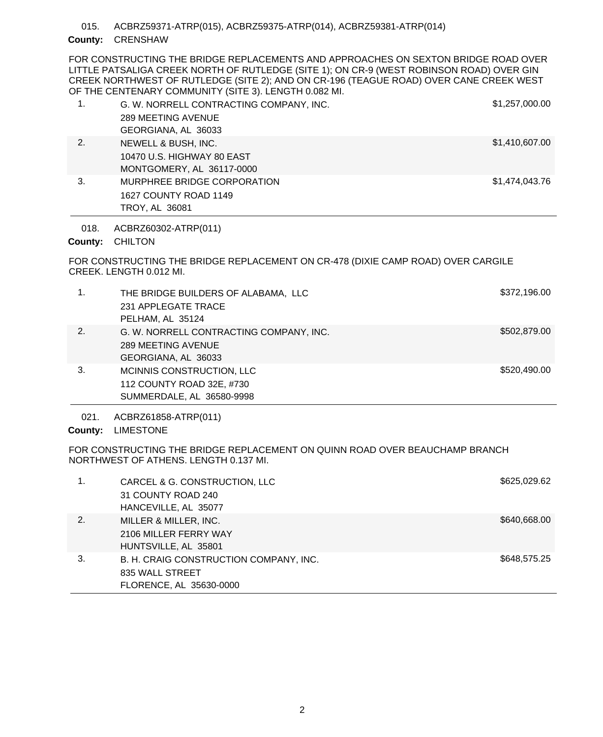015. ACBRZ59371-ATRP(015), ACBRZ59375-ATRP(014), ACBRZ59381-ATRP(014)

**County:** CRENSHAW

FOR CONSTRUCTING THE BRIDGE REPLACEMENTS AND APPROACHES ON SEXTON BRIDGE ROAD OVER LITTLE PATSALIGA CREEK NORTH OF RUTLEDGE (SITE 1); ON CR-9 (WEST ROBINSON ROAD) OVER GIN CREEK NORTHWEST OF RUTLEDGE (SITE 2); AND ON CR-196 (TEAGUE ROAD) OVER CANE CREEK WEST OF THE CENTENARY COMMUNITY (SITE 3). LENGTH 0.082 MI.

| | | |
|---|---|---|
| 1. | G. W. NORRELL CONTRACTING COMPANY, INC.<br>289 MEETING AVENUE<br>GEORGIANA, AL 36033 | $1,257,000.00 |
| 2. | NEWELL & BUSH, INC.<br>10470 U.S. HIGHWAY 80 EAST<br>MONTGOMERY, AL 36117-0000 | $1,410,607.00 |
| 3. | MURPHREE BRIDGE CORPORATION<br>1627 COUNTY ROAD 1149<br>TROY, AL 36081 | $1,474,043.76 |

018. ACBRZ60302-ATRP(011)

**County:** CHILTON

FOR CONSTRUCTING THE BRIDGE REPLACEMENT ON CR-478 (DIXIE CAMP ROAD) OVER CARGILE CREEK. LENGTH 0.012 MI.

| | | |
|---|---|---|
| 1. | THE BRIDGE BUILDERS OF ALABAMA, LLC<br>231 APPLEGATE TRACE<br>PELHAM, AL 35124 | $372,196.00 |
| 2. | G. W. NORRELL CONTRACTING COMPANY, INC.<br>289 MEETING AVENUE<br>GEORGIANA, AL 36033 | $502,879.00 |
| 3. | MCINNIS CONSTRUCTION, LLC<br>112 COUNTY ROAD 32E, #730<br>SUMMERDALE, AL 36580-9998 | $520,490.00 |

021. ACBRZ61858-ATRP(011)

**County:** LIMESTONE

FOR CONSTRUCTING THE BRIDGE REPLACEMENT ON QUINN ROAD OVER BEAUCHAMP BRANCH NORTHWEST OF ATHENS. LENGTH 0.137 MI.

| | | |
|---|---|---|
| 1. | CARCEL & G. CONSTRUCTION, LLC<br>31 COUNTY ROAD 240<br>HANCEVILLE, AL 35077 | $625,029.62 |
| 2. | MILLER & MILLER, INC.<br>2106 MILLER FERRY WAY<br>HUNTSVILLE, AL 35801 | $640,668.00 |
| 3. | B. H. CRAIG CONSTRUCTION COMPANY, INC.<br>835 WALL STREET<br>FLORENCE, AL 35630-0000 | $648,575.25 |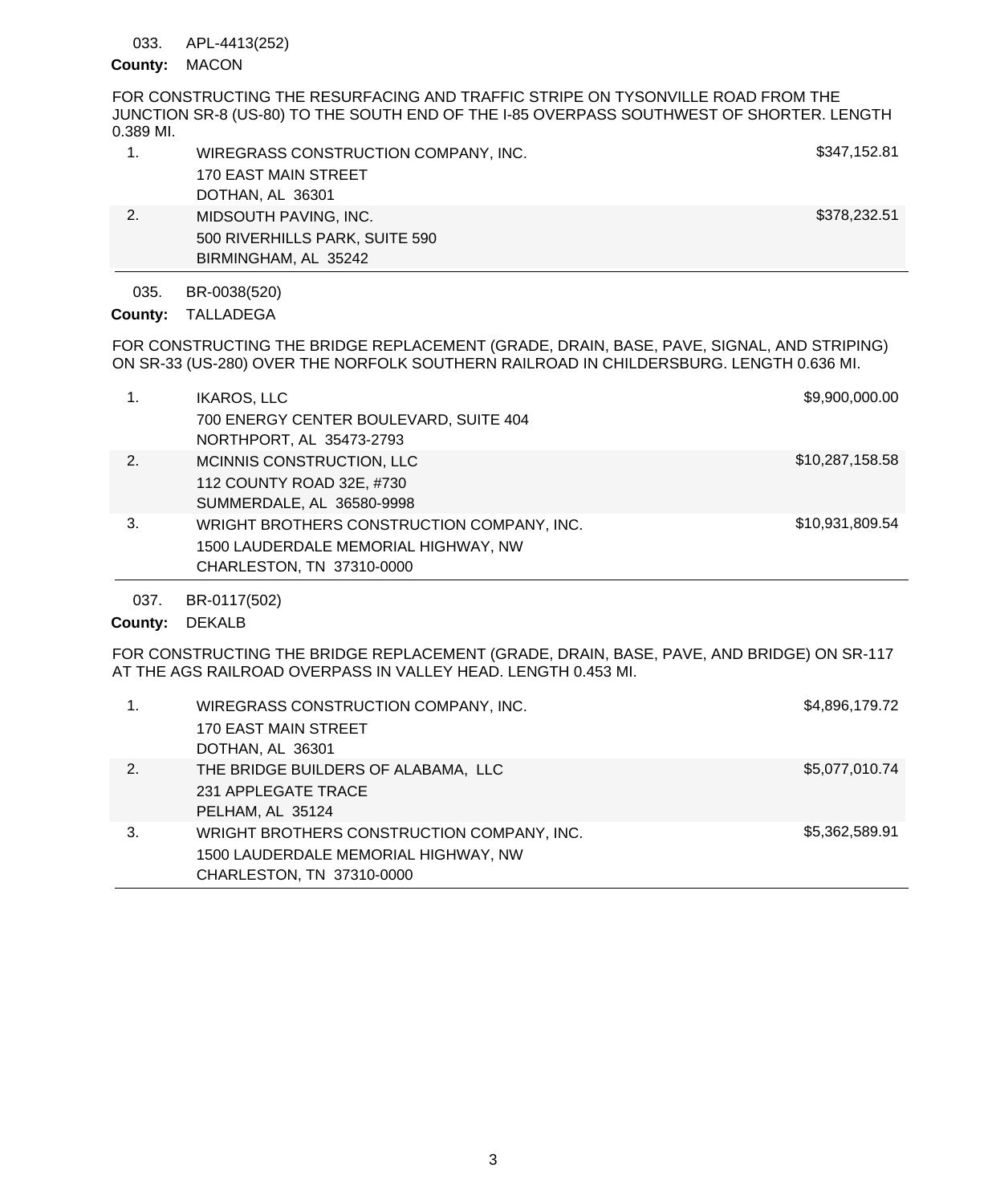033. APL-4413(252)

**County:** MACON

FOR CONSTRUCTING THE RESURFACING AND TRAFFIC STRIPE ON TYSONVILLE ROAD FROM THE JUNCTION SR-8 (US-80) TO THE SOUTH END OF THE I-85 OVERPASS SOUTHWEST OF SHORTER. LENGTH 0.389 MI.

| | | |
|---|---|---|
| 1. | WIREGRASS CONSTRUCTION COMPANY, INC.<br>170 EAST MAIN STREET<br>DOTHAN, AL 36301 | $347,152.81 |
| 2. | MIDSOUTH PAVING, INC.<br>500 RIVERHILLS PARK, SUITE 590<br>BIRMINGHAM, AL 35242 | $378,232.51 |

035. BR-0038(520)

**County:** TALLADEGA

FOR CONSTRUCTING THE BRIDGE REPLACEMENT (GRADE, DRAIN, BASE, PAVE, SIGNAL, AND STRIPING) ON SR-33 (US-280) OVER THE NORFOLK SOUTHERN RAILROAD IN CHILDERSBURG. LENGTH 0.636 MI.

| | | |
|---|---|---|
| 1. | IKAROS, LLC<br>700 ENERGY CENTER BOULEVARD, SUITE 404<br>NORTHPORT, AL 35473-2793 | $9,900,000.00 |
| 2. | MCINNIS CONSTRUCTION, LLC<br>112 COUNTY ROAD 32E, #730<br>SUMMERDALE, AL 36580-9998 | $10,287,158.58 |
| 3. | WRIGHT BROTHERS CONSTRUCTION COMPANY, INC.<br>1500 LAUDERDALE MEMORIAL HIGHWAY, NW<br>CHARLESTON, TN 37310-0000 | $10,931,809.54 |

037. BR-0117(502)

**County:** DEKALB

FOR CONSTRUCTING THE BRIDGE REPLACEMENT (GRADE, DRAIN, BASE, PAVE, AND BRIDGE) ON SR-117 AT THE AGS RAILROAD OVERPASS IN VALLEY HEAD. LENGTH 0.453 MI.

| | | |
|---|---|---|
| 1. | WIREGRASS CONSTRUCTION COMPANY, INC.<br>170 EAST MAIN STREET<br>DOTHAN, AL 36301 | $4,896,179.72 |
| 2. | THE BRIDGE BUILDERS OF ALABAMA, LLC<br>231 APPLEGATE TRACE<br>PELHAM, AL 35124 | $5,077,010.74 |
| 3. | WRIGHT BROTHERS CONSTRUCTION COMPANY, INC.<br>1500 LAUDERDALE MEMORIAL HIGHWAY, NW<br>CHARLESTON, TN 37310-0000 | $5,362,589.91 |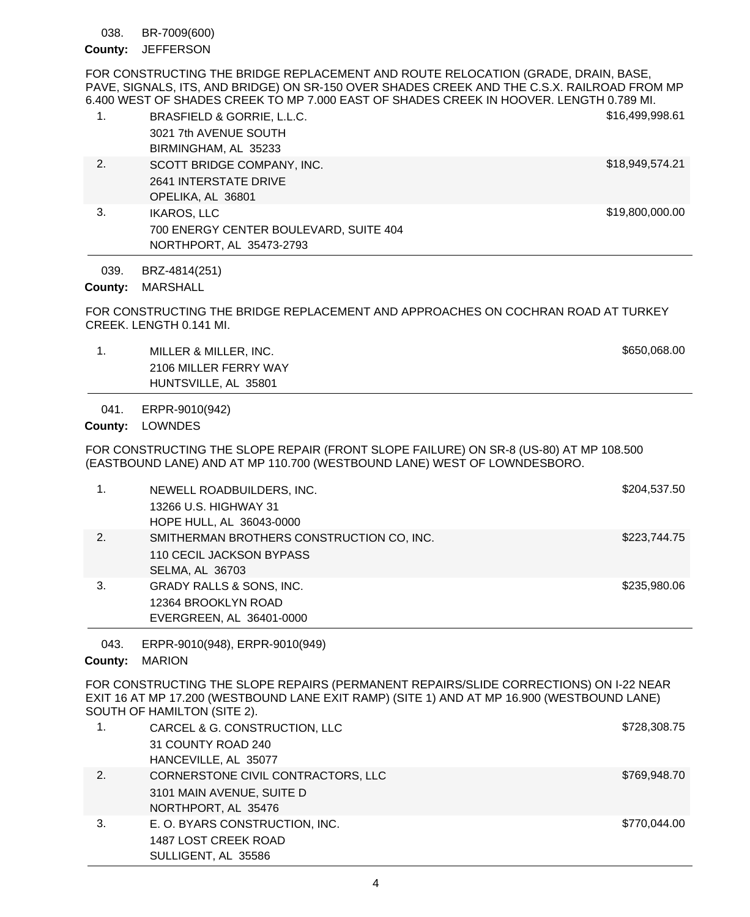038. BR-7009(600)

**County:** JEFFERSON

FOR CONSTRUCTING THE BRIDGE REPLACEMENT AND ROUTE RELOCATION (GRADE, DRAIN, BASE, PAVE, SIGNALS, ITS, AND BRIDGE) ON SR-150 OVER SHADES CREEK AND THE C.S.X. RAILROAD FROM MP 6.400 WEST OF SHADES CREEK TO MP 7.000 EAST OF SHADES CREEK IN HOOVER. LENGTH 0.789 MI.

| | Bidder | Amount |
|---|---|---|
| 1. | BRASFIELD & GORRIE, L.L.C.<br>3021 7th AVENUE SOUTH<br>BIRMINGHAM, AL 35233 | $16,499,998.61 |
| 2. | SCOTT BRIDGE COMPANY, INC.<br>2641 INTERSTATE DRIVE<br>OPELIKA, AL 36801 | $18,949,574.21 |
| 3. | IKAROS, LLC<br>700 ENERGY CENTER BOULEVARD, SUITE 404<br>NORTHPORT, AL 35473-2793 | $19,800,000.00 |

---

039. BRZ-4814(251)

**County:** MARSHALL

FOR CONSTRUCTING THE BRIDGE REPLACEMENT AND APPROACHES ON COCHRAN ROAD AT TURKEY CREEK. LENGTH 0.141 MI.

| | Bidder | Amount |
|---|---|---|
| 1. | MILLER & MILLER, INC.<br>2106 MILLER FERRY WAY<br>HUNTSVILLE, AL 35801 | $650,068.00 |

---

041. ERPR-9010(942)

**County:** LOWNDES

FOR CONSTRUCTING THE SLOPE REPAIR (FRONT SLOPE FAILURE) ON SR-8 (US-80) AT MP 108.500 (EASTBOUND LANE) AND AT MP 110.700 (WESTBOUND LANE) WEST OF LOWNDESBORO.

| | Bidder | Amount |
|---|---|---|
| 1. | NEWELL ROADBUILDERS, INC.<br>13266 U.S. HIGHWAY 31<br>HOPE HULL, AL 36043-0000 | $204,537.50 |
| 2. | SMITHERMAN BROTHERS CONSTRUCTION CO, INC.<br>110 CECIL JACKSON BYPASS<br>SELMA, AL 36703 | $223,744.75 |
| 3. | GRADY RALLS & SONS, INC.<br>12364 BROOKLYN ROAD<br>EVERGREEN, AL 36401-0000 | $235,980.06 |

---

043. ERPR-9010(948), ERPR-9010(949)

**County:** MARION

FOR CONSTRUCTING THE SLOPE REPAIRS (PERMANENT REPAIRS/SLIDE CORRECTIONS) ON I-22 NEAR EXIT 16 AT MP 17.200 (WESTBOUND LANE EXIT RAMP) (SITE 1) AND AT MP 16.900 (WESTBOUND LANE) SOUTH OF HAMILTON (SITE 2).

| | Bidder | Amount |
|---|---|---|
| 1. | CARCEL & G. CONSTRUCTION, LLC<br>31 COUNTY ROAD 240<br>HANCEVILLE, AL 35077 | $728,308.75 |
| 2. | CORNERSTONE CIVIL CONTRACTORS, LLC<br>3101 MAIN AVENUE, SUITE D<br>NORTHPORT, AL 35476 | $769,948.70 |
| 3. | E. O. BYARS CONSTRUCTION, INC.<br>1487 LOST CREEK ROAD<br>SULLIGENT, AL 35586 | $770,044.00 |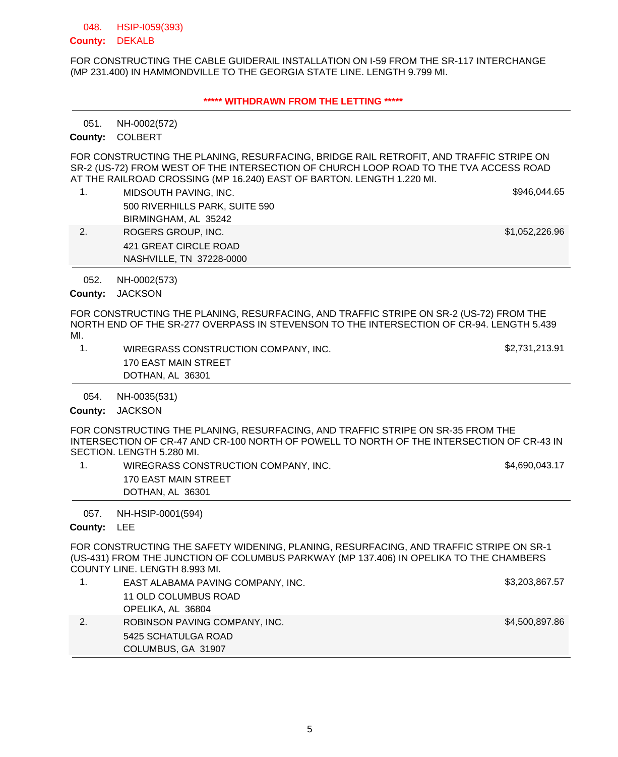048. HSIP-I059(393)

**County:** DEKALB

FOR CONSTRUCTING THE CABLE GUIDERAIL INSTALLATION ON I-59 FROM THE SR-117 INTERCHANGE (MP 231.400) IN HAMMONDVILLE TO THE GEORGIA STATE LINE. LENGTH 9.799 MI.

**\*\*\*\*\* WITHDRAWN FROM THE LETTING \*\*\*\*\***

---

051. NH-0002(572)

**County:** COLBERT

FOR CONSTRUCTING THE PLANING, RESURFACING, BRIDGE RAIL RETROFIT, AND TRAFFIC STRIPE ON SR-2 (US-72) FROM WEST OF THE INTERSECTION OF CHURCH LOOP ROAD TO THE TVA ACCESS ROAD AT THE RAILROAD CROSSING (MP 16.240) EAST OF BARTON. LENGTH 1.220 MI.

| | Bidder | Amount |
|---|---|---|
| 1. | MIDSOUTH PAVING, INC.<br>500 RIVERHILLS PARK, SUITE 590<br>BIRMINGHAM, AL 35242 | $946,044.65 |
| 2. | ROGERS GROUP, INC.<br>421 GREAT CIRCLE ROAD<br>NASHVILLE, TN 37228-0000 | $1,052,226.96 |

---

052. NH-0002(573)

**County:** JACKSON

FOR CONSTRUCTING THE PLANING, RESURFACING, AND TRAFFIC STRIPE ON SR-2 (US-72) FROM THE NORTH END OF THE SR-277 OVERPASS IN STEVENSON TO THE INTERSECTION OF CR-94. LENGTH 5.439 MI.

| | Bidder | Amount |
|---|---|---|
| 1. | WIREGRASS CONSTRUCTION COMPANY, INC.<br>170 EAST MAIN STREET<br>DOTHAN, AL 36301 | $2,731,213.91 |

---

054. NH-0035(531)

**County:** JACKSON

FOR CONSTRUCTING THE PLANING, RESURFACING, AND TRAFFIC STRIPE ON SR-35 FROM THE INTERSECTION OF CR-47 AND CR-100 NORTH OF POWELL TO NORTH OF THE INTERSECTION OF CR-43 IN SECTION. LENGTH 5.280 MI.

| | Bidder | Amount |
|---|---|---|
| 1. | WIREGRASS CONSTRUCTION COMPANY, INC.<br>170 EAST MAIN STREET<br>DOTHAN, AL 36301 | $4,690,043.17 |

---

057. NH-HSIP-0001(594)

**County:** LEE

FOR CONSTRUCTING THE SAFETY WIDENING, PLANING, RESURFACING, AND TRAFFIC STRIPE ON SR-1 (US-431) FROM THE JUNCTION OF COLUMBUS PARKWAY (MP 137.406) IN OPELIKA TO THE CHAMBERS COUNTY LINE. LENGTH 8.993 MI.

| | Bidder | Amount |
|---|---|---|
| 1. | EAST ALABAMA PAVING COMPANY, INC.<br>11 OLD COLUMBUS ROAD<br>OPELIKA, AL 36804 | $3,203,867.57 |
| 2. | ROBINSON PAVING COMPANY, INC.<br>5425 SCHATULGA ROAD<br>COLUMBUS, GA 31907 | $4,500,897.86 |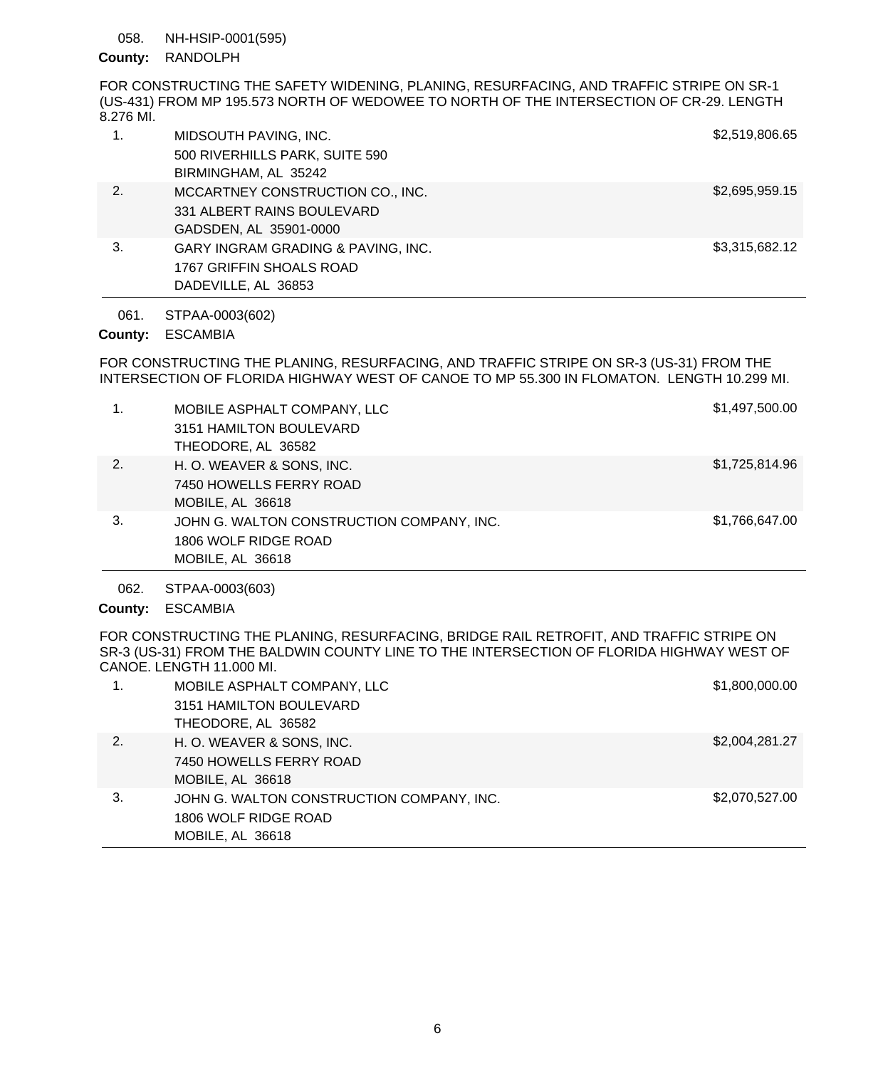058. NH-HSIP-0001(595)

**County:** RANDOLPH

FOR CONSTRUCTING THE SAFETY WIDENING, PLANING, RESURFACING, AND TRAFFIC STRIPE ON SR-1 (US-431) FROM MP 195.573 NORTH OF WEDOWEE TO NORTH OF THE INTERSECTION OF CR-29. LENGTH 8.276 MI.

| | | |
|---|---|---|
| 1. | MIDSOUTH PAVING, INC.<br>500 RIVERHILLS PARK, SUITE 590<br>BIRMINGHAM, AL 35242 | $2,519,806.65 |
| 2. | MCCARTNEY CONSTRUCTION CO., INC.<br>331 ALBERT RAINS BOULEVARD<br>GADSDEN, AL 35901-0000 | $2,695,959.15 |
| 3. | GARY INGRAM GRADING & PAVING, INC.<br>1767 GRIFFIN SHOALS ROAD<br>DADEVILLE, AL 36853 | $3,315,682.12 |

061. STPAA-0003(602)

**County:** ESCAMBIA

FOR CONSTRUCTING THE PLANING, RESURFACING, AND TRAFFIC STRIPE ON SR-3 (US-31) FROM THE INTERSECTION OF FLORIDA HIGHWAY WEST OF CANOE TO MP 55.300 IN FLOMATON. LENGTH 10.299 MI.

| | | |
|---|---|---|
| 1. | MOBILE ASPHALT COMPANY, LLC<br>3151 HAMILTON BOULEVARD<br>THEODORE, AL 36582 | $1,497,500.00 |
| 2. | H. O. WEAVER & SONS, INC.<br>7450 HOWELLS FERRY ROAD<br>MOBILE, AL 36618 | $1,725,814.96 |
| 3. | JOHN G. WALTON CONSTRUCTION COMPANY, INC.<br>1806 WOLF RIDGE ROAD<br>MOBILE, AL 36618 | $1,766,647.00 |

062. STPAA-0003(603)

**County:** ESCAMBIA

FOR CONSTRUCTING THE PLANING, RESURFACING, BRIDGE RAIL RETROFIT, AND TRAFFIC STRIPE ON SR-3 (US-31) FROM THE BALDWIN COUNTY LINE TO THE INTERSECTION OF FLORIDA HIGHWAY WEST OF CANOE. LENGTH 11.000 MI.

| | | |
|---|---|---|
| 1. | MOBILE ASPHALT COMPANY, LLC<br>3151 HAMILTON BOULEVARD<br>THEODORE, AL 36582 | $1,800,000.00 |
| 2. | H. O. WEAVER & SONS, INC.<br>7450 HOWELLS FERRY ROAD<br>MOBILE, AL 36618 | $2,004,281.27 |
| 3. | JOHN G. WALTON CONSTRUCTION COMPANY, INC.<br>1806 WOLF RIDGE ROAD<br>MOBILE, AL 36618 | $2,070,527.00 |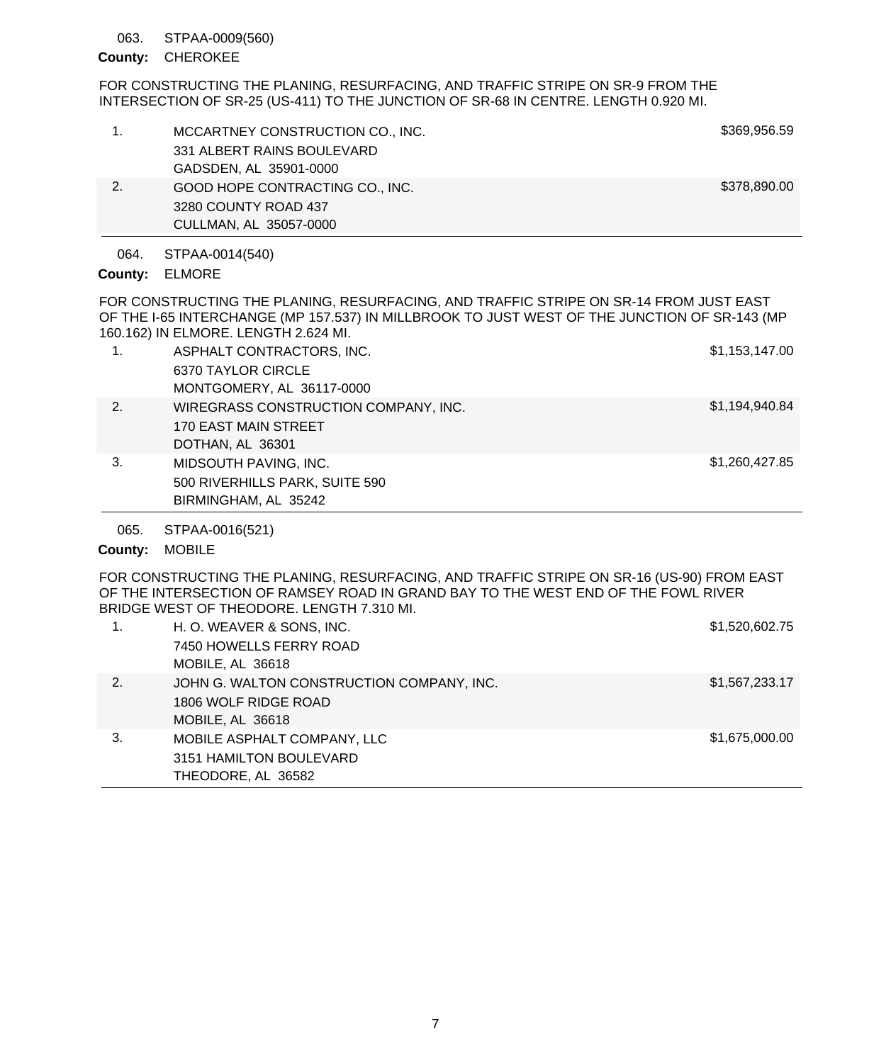063. STPAA-0009(560)

**County:** CHEROKEE

FOR CONSTRUCTING THE PLANING, RESURFACING, AND TRAFFIC STRIPE ON SR-9 FROM THE INTERSECTION OF SR-25 (US-411) TO THE JUNCTION OF SR-68 IN CENTRE. LENGTH 0.920 MI.

| | | |
|---|---|---|
| 1. | MCCARTNEY CONSTRUCTION CO., INC.<br>331 ALBERT RAINS BOULEVARD<br>GADSDEN, AL 35901-0000 | $369,956.59 |
| 2. | GOOD HOPE CONTRACTING CO., INC.<br>3280 COUNTY ROAD 437<br>CULLMAN, AL 35057-0000 | $378,890.00 |

064. STPAA-0014(540)

**County:** ELMORE

FOR CONSTRUCTING THE PLANING, RESURFACING, AND TRAFFIC STRIPE ON SR-14 FROM JUST EAST OF THE I-65 INTERCHANGE (MP 157.537) IN MILLBROOK TO JUST WEST OF THE JUNCTION OF SR-143 (MP 160.162) IN ELMORE. LENGTH 2.624 MI.

| | | |
|---|---|---|
| 1. | ASPHALT CONTRACTORS, INC.<br>6370 TAYLOR CIRCLE<br>MONTGOMERY, AL 36117-0000 | $1,153,147.00 |
| 2. | WIREGRASS CONSTRUCTION COMPANY, INC.<br>170 EAST MAIN STREET<br>DOTHAN, AL 36301 | $1,194,940.84 |
| 3. | MIDSOUTH PAVING, INC.<br>500 RIVERHILLS PARK, SUITE 590<br>BIRMINGHAM, AL 35242 | $1,260,427.85 |

065. STPAA-0016(521)

**County:** MOBILE

FOR CONSTRUCTING THE PLANING, RESURFACING, AND TRAFFIC STRIPE ON SR-16 (US-90) FROM EAST OF THE INTERSECTION OF RAMSEY ROAD IN GRAND BAY TO THE WEST END OF THE FOWL RIVER BRIDGE WEST OF THEODORE. LENGTH 7.310 MI.

| | | |
|---|---|---|
| 1. | H. O. WEAVER & SONS, INC.<br>7450 HOWELLS FERRY ROAD<br>MOBILE, AL 36618 | $1,520,602.75 |
| 2. | JOHN G. WALTON CONSTRUCTION COMPANY, INC.<br>1806 WOLF RIDGE ROAD<br>MOBILE, AL 36618 | $1,567,233.17 |
| 3. | MOBILE ASPHALT COMPANY, LLC<br>3151 HAMILTON BOULEVARD<br>THEODORE, AL 36582 | $1,675,000.00 |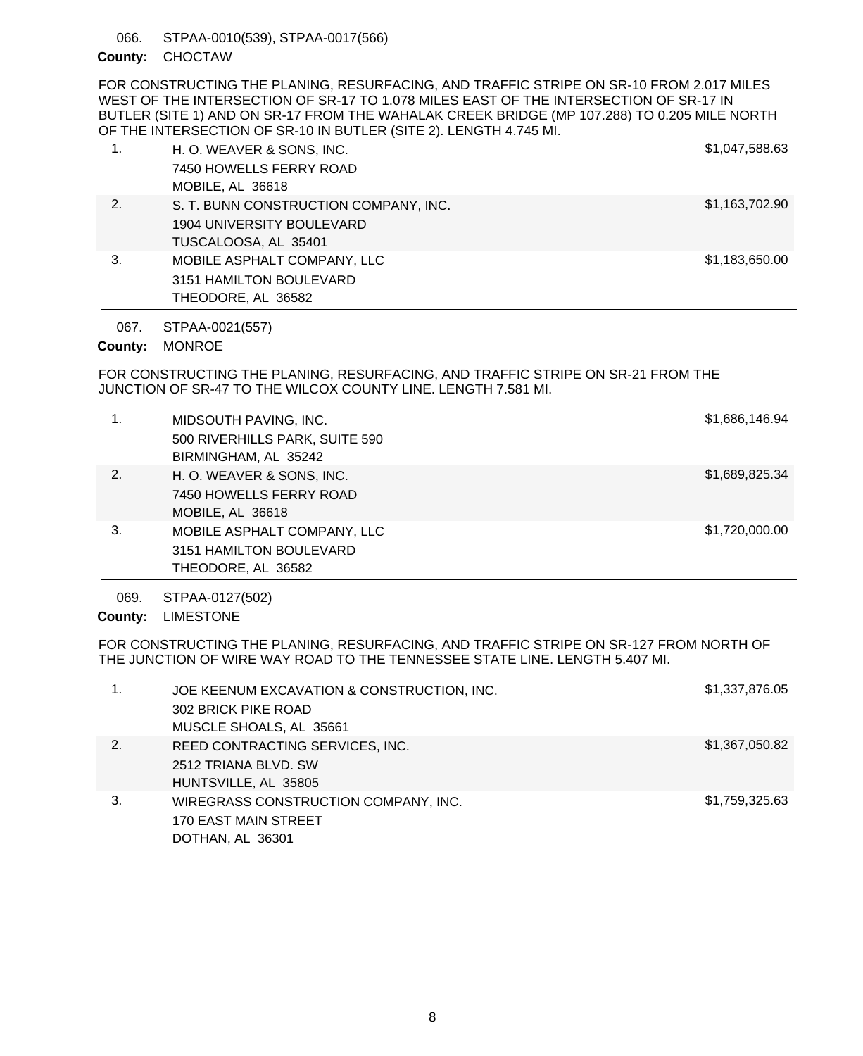066. STPAA-0010(539), STPAA-0017(566)

**County:** CHOCTAW

FOR CONSTRUCTING THE PLANING, RESURFACING, AND TRAFFIC STRIPE ON SR-10 FROM 2.017 MILES WEST OF THE INTERSECTION OF SR-17 TO 1.078 MILES EAST OF THE INTERSECTION OF SR-17 IN BUTLER (SITE 1) AND ON SR-17 FROM THE WAHALAK CREEK BRIDGE (MP 107.288) TO 0.205 MILE NORTH OF THE INTERSECTION OF SR-10 IN BUTLER (SITE 2). LENGTH 4.745 MI.

| | Bidder | Amount |
|---|---|---|
| 1. | H. O. WEAVER & SONS, INC.<br>7450 HOWELLS FERRY ROAD<br>MOBILE, AL 36618 | $1,047,588.63 |
| 2. | S. T. BUNN CONSTRUCTION COMPANY, INC.<br>1904 UNIVERSITY BOULEVARD<br>TUSCALOOSA, AL 35401 | $1,163,702.90 |
| 3. | MOBILE ASPHALT COMPANY, LLC<br>3151 HAMILTON BOULEVARD<br>THEODORE, AL 36582 | $1,183,650.00 |

067. STPAA-0021(557)

**County:** MONROE

FOR CONSTRUCTING THE PLANING, RESURFACING, AND TRAFFIC STRIPE ON SR-21 FROM THE JUNCTION OF SR-47 TO THE WILCOX COUNTY LINE. LENGTH 7.581 MI.

| | Bidder | Amount |
|---|---|---|
| 1. | MIDSOUTH PAVING, INC.<br>500 RIVERHILLS PARK, SUITE 590<br>BIRMINGHAM, AL 35242 | $1,686,146.94 |
| 2. | H. O. WEAVER & SONS, INC.<br>7450 HOWELLS FERRY ROAD<br>MOBILE, AL 36618 | $1,689,825.34 |
| 3. | MOBILE ASPHALT COMPANY, LLC<br>3151 HAMILTON BOULEVARD<br>THEODORE, AL 36582 | $1,720,000.00 |

069. STPAA-0127(502)

**County:** LIMESTONE

FOR CONSTRUCTING THE PLANING, RESURFACING, AND TRAFFIC STRIPE ON SR-127 FROM NORTH OF THE JUNCTION OF WIRE WAY ROAD TO THE TENNESSEE STATE LINE. LENGTH 5.407 MI.

| | Bidder | Amount |
|---|---|---|
| 1. | JOE KEENUM EXCAVATION & CONSTRUCTION, INC.<br>302 BRICK PIKE ROAD<br>MUSCLE SHOALS, AL 35661 | $1,337,876.05 |
| 2. | REED CONTRACTING SERVICES, INC.<br>2512 TRIANA BLVD. SW<br>HUNTSVILLE, AL 35805 | $1,367,050.82 |
| 3. | WIREGRASS CONSTRUCTION COMPANY, INC.<br>170 EAST MAIN STREET<br>DOTHAN, AL 36301 | $1,759,325.63 |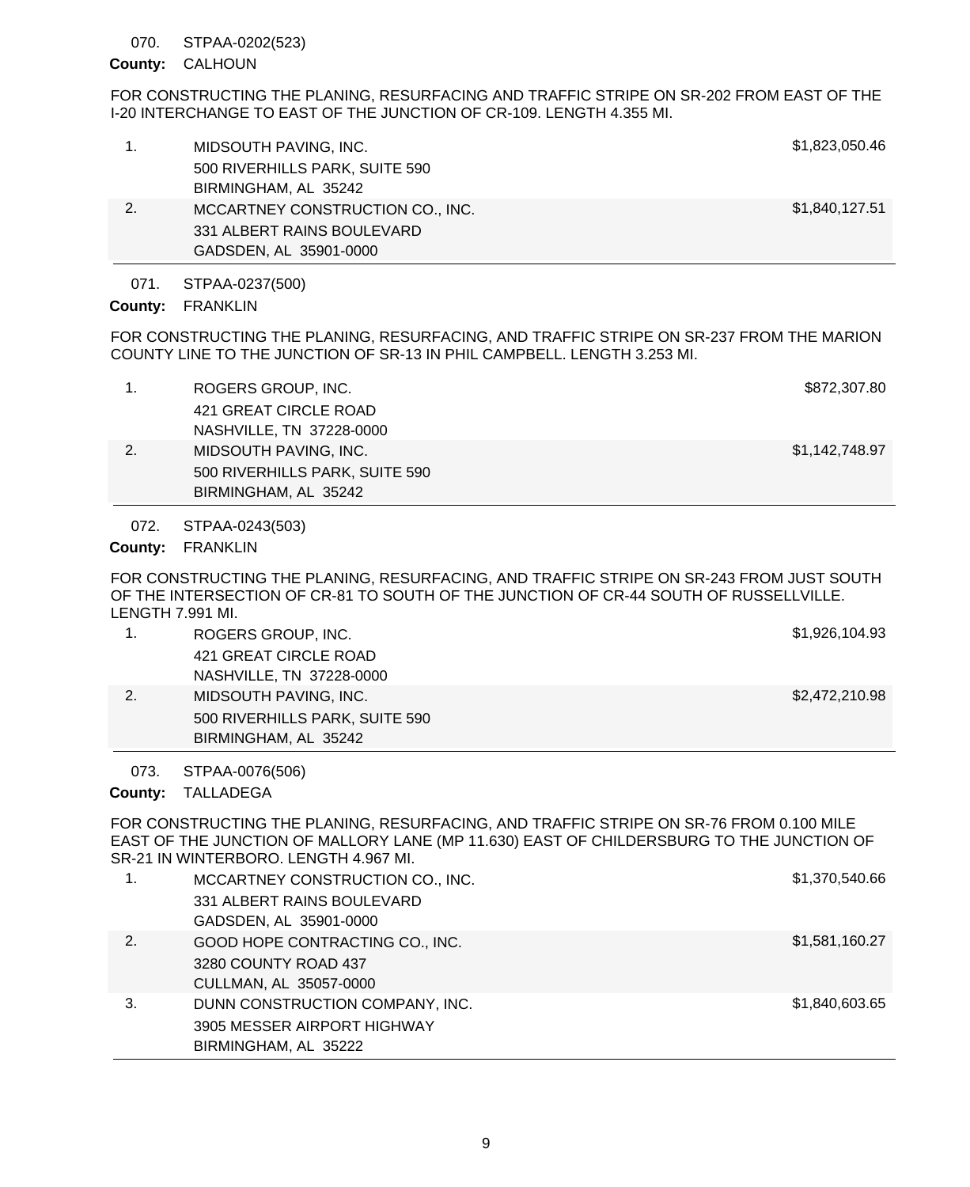070. STPAA-0202(523)

**County:** CALHOUN

FOR CONSTRUCTING THE PLANING, RESURFACING AND TRAFFIC STRIPE ON SR-202 FROM EAST OF THE I-20 INTERCHANGE TO EAST OF THE JUNCTION OF CR-109. LENGTH 4.355 MI.

| | | |
|---|---|---|
| 1. | MIDSOUTH PAVING, INC.<br>500 RIVERHILLS PARK, SUITE 590<br>BIRMINGHAM, AL 35242 | $1,823,050.46 |
| 2. | MCCARTNEY CONSTRUCTION CO., INC.<br>331 ALBERT RAINS BOULEVARD<br>GADSDEN, AL 35901-0000 | $1,840,127.51 |

071. STPAA-0237(500)

**County:** FRANKLIN

FOR CONSTRUCTING THE PLANING, RESURFACING, AND TRAFFIC STRIPE ON SR-237 FROM THE MARION COUNTY LINE TO THE JUNCTION OF SR-13 IN PHIL CAMPBELL. LENGTH 3.253 MI.

| | | |
|---|---|---|
| 1. | ROGERS GROUP, INC.<br>421 GREAT CIRCLE ROAD<br>NASHVILLE, TN 37228-0000 | $872,307.80 |
| 2. | MIDSOUTH PAVING, INC.<br>500 RIVERHILLS PARK, SUITE 590<br>BIRMINGHAM, AL 35242 | $1,142,748.97 |

072. STPAA-0243(503)

**County:** FRANKLIN

FOR CONSTRUCTING THE PLANING, RESURFACING, AND TRAFFIC STRIPE ON SR-243 FROM JUST SOUTH OF THE INTERSECTION OF CR-81 TO SOUTH OF THE JUNCTION OF CR-44 SOUTH OF RUSSELLVILLE. LENGTH 7.991 MI.

| | | |
|---|---|---|
| 1. | ROGERS GROUP, INC.<br>421 GREAT CIRCLE ROAD<br>NASHVILLE, TN 37228-0000 | $1,926,104.93 |
| 2. | MIDSOUTH PAVING, INC.<br>500 RIVERHILLS PARK, SUITE 590<br>BIRMINGHAM, AL 35242 | $2,472,210.98 |

073. STPAA-0076(506)

**County:** TALLADEGA

FOR CONSTRUCTING THE PLANING, RESURFACING, AND TRAFFIC STRIPE ON SR-76 FROM 0.100 MILE EAST OF THE JUNCTION OF MALLORY LANE (MP 11.630) EAST OF CHILDERSBURG TO THE JUNCTION OF SR-21 IN WINTERBORO. LENGTH 4.967 MI.

| | | |
|---|---|---|
| 1. | MCCARTNEY CONSTRUCTION CO., INC.<br>331 ALBERT RAINS BOULEVARD<br>GADSDEN, AL 35901-0000 | $1,370,540.66 |
| 2. | GOOD HOPE CONTRACTING CO., INC.<br>3280 COUNTY ROAD 437<br>CULLMAN, AL 35057-0000 | $1,581,160.27 |
| 3. | DUNN CONSTRUCTION COMPANY, INC.<br>3905 MESSER AIRPORT HIGHWAY<br>BIRMINGHAM, AL 35222 | $1,840,603.65 |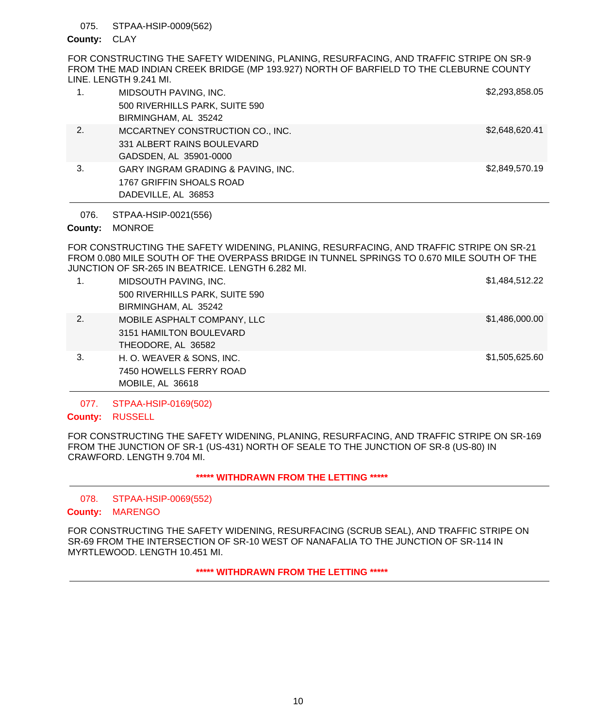075. STPAA-HSIP-0009(562)

**County:** CLAY

FOR CONSTRUCTING THE SAFETY WIDENING, PLANING, RESURFACING, AND TRAFFIC STRIPE ON SR-9 FROM THE MAD INDIAN CREEK BRIDGE (MP 193.927) NORTH OF BARFIELD TO THE CLEBURNE COUNTY LINE. LENGTH 9.241 MI.

| | Bidder | Amount |
|---|---|---|
| 1. | MIDSOUTH PAVING, INC.<br>500 RIVERHILLS PARK, SUITE 590<br>BIRMINGHAM, AL 35242 | $2,293,858.05 |
| 2. | MCCARTNEY CONSTRUCTION CO., INC.<br>331 ALBERT RAINS BOULEVARD<br>GADSDEN, AL 35901-0000 | $2,648,620.41 |
| 3. | GARY INGRAM GRADING & PAVING, INC.<br>1767 GRIFFIN SHOALS ROAD<br>DADEVILLE, AL 36853 | $2,849,570.19 |

076. STPAA-HSIP-0021(556)

**County:** MONROE

FOR CONSTRUCTING THE SAFETY WIDENING, PLANING, RESURFACING, AND TRAFFIC STRIPE ON SR-21 FROM 0.080 MILE SOUTH OF THE OVERPASS BRIDGE IN TUNNEL SPRINGS TO 0.670 MILE SOUTH OF THE JUNCTION OF SR-265 IN BEATRICE. LENGTH 6.282 MI.

| | Bidder | Amount |
|---|---|---|
| 1. | MIDSOUTH PAVING, INC.<br>500 RIVERHILLS PARK, SUITE 590<br>BIRMINGHAM, AL 35242 | $1,484,512.22 |
| 2. | MOBILE ASPHALT COMPANY, LLC<br>3151 HAMILTON BOULEVARD<br>THEODORE, AL 36582 | $1,486,000.00 |
| 3. | H. O. WEAVER & SONS, INC.<br>7450 HOWELLS FERRY ROAD<br>MOBILE, AL 36618 | $1,505,625.60 |

077. STPAA-HSIP-0169(502)

**County:** RUSSELL

FOR CONSTRUCTING THE SAFETY WIDENING, PLANING, RESURFACING, AND TRAFFIC STRIPE ON SR-169 FROM THE JUNCTION OF SR-1 (US-431) NORTH OF SEALE TO THE JUNCTION OF SR-8 (US-80) IN CRAWFORD. LENGTH 9.704 MI.

**\*\*\*\*\* WITHDRAWN FROM THE LETTING \*\*\*\*\***

078. STPAA-HSIP-0069(552)

**County:** MARENGO

FOR CONSTRUCTING THE SAFETY WIDENING, RESURFACING (SCRUB SEAL), AND TRAFFIC STRIPE ON SR-69 FROM THE INTERSECTION OF SR-10 WEST OF NANAFALIA TO THE JUNCTION OF SR-114 IN MYRTLEWOOD. LENGTH 10.451 MI.

**\*\*\*\*\* WITHDRAWN FROM THE LETTING \*\*\*\*\***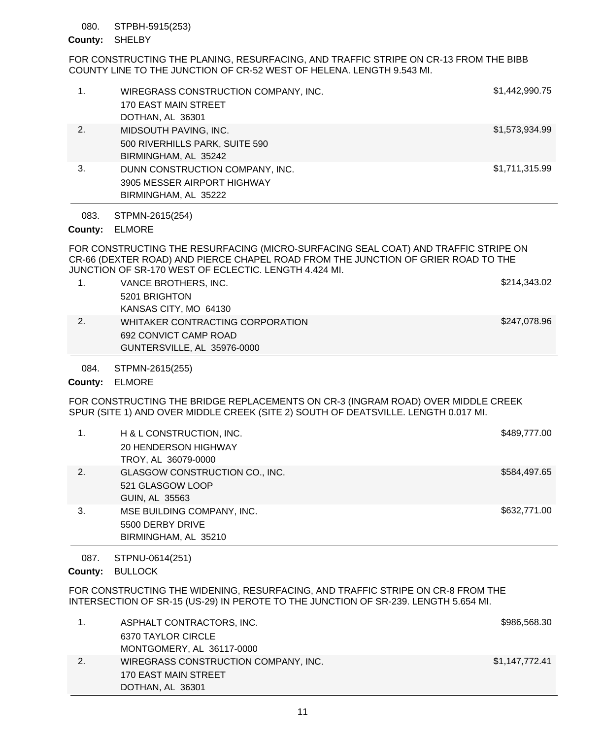080. STPBH-5915(253)

**County:** SHELBY

FOR CONSTRUCTING THE PLANING, RESURFACING, AND TRAFFIC STRIPE ON CR-13 FROM THE BIBB COUNTY LINE TO THE JUNCTION OF CR-52 WEST OF HELENA. LENGTH 9.543 MI.

| | | |
|---|---|---|
| 1. | WIREGRASS CONSTRUCTION COMPANY, INC.<br>170 EAST MAIN STREET<br>DOTHAN, AL 36301 | $1,442,990.75 |
| 2. | MIDSOUTH PAVING, INC.<br>500 RIVERHILLS PARK, SUITE 590<br>BIRMINGHAM, AL 35242 | $1,573,934.99 |
| 3. | DUNN CONSTRUCTION COMPANY, INC.<br>3905 MESSER AIRPORT HIGHWAY<br>BIRMINGHAM, AL 35222 | $1,711,315.99 |

083. STPMN-2615(254)

**County:** ELMORE

FOR CONSTRUCTING THE RESURFACING (MICRO-SURFACING SEAL COAT) AND TRAFFIC STRIPE ON CR-66 (DEXTER ROAD) AND PIERCE CHAPEL ROAD FROM THE JUNCTION OF GRIER ROAD TO THE JUNCTION OF SR-170 WEST OF ECLECTIC. LENGTH 4.424 MI.

| | | |
|---|---|---|
| 1. | VANCE BROTHERS, INC.<br>5201 BRIGHTON<br>KANSAS CITY, MO 64130 | $214,343.02 |
| 2. | WHITAKER CONTRACTING CORPORATION<br>692 CONVICT CAMP ROAD<br>GUNTERSVILLE, AL 35976-0000 | $247,078.96 |

084. STPMN-2615(255)

**County:** ELMORE

FOR CONSTRUCTING THE BRIDGE REPLACEMENTS ON CR-3 (INGRAM ROAD) OVER MIDDLE CREEK SPUR (SITE 1) AND OVER MIDDLE CREEK (SITE 2) SOUTH OF DEATSVILLE. LENGTH 0.017 MI.

| | | |
|---|---|---|
| 1. | H & L CONSTRUCTION, INC.<br>20 HENDERSON HIGHWAY<br>TROY, AL 36079-0000 | $489,777.00 |
| 2. | GLASGOW CONSTRUCTION CO., INC.<br>521 GLASGOW LOOP<br>GUIN, AL 35563 | $584,497.65 |
| 3. | MSE BUILDING COMPANY, INC.<br>5500 DERBY DRIVE<br>BIRMINGHAM, AL 35210 | $632,771.00 |

087. STPNU-0614(251)

**County:** BULLOCK

FOR CONSTRUCTING THE WIDENING, RESURFACING, AND TRAFFIC STRIPE ON CR-8 FROM THE INTERSECTION OF SR-15 (US-29) IN PEROTE TO THE JUNCTION OF SR-239. LENGTH 5.654 MI.

| | | |
|---|---|---|
| 1. | ASPHALT CONTRACTORS, INC.<br>6370 TAYLOR CIRCLE<br>MONTGOMERY, AL 36117-0000 | $986,568.30 |
| 2. | WIREGRASS CONSTRUCTION COMPANY, INC.<br>170 EAST MAIN STREET<br>DOTHAN, AL 36301 | $1,147,772.41 |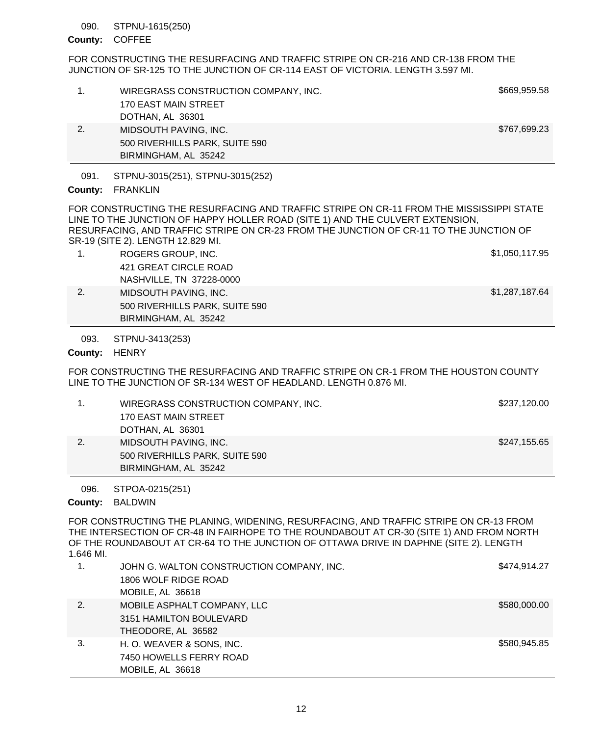090. STPNU-1615(250)

**County:** COFFEE

FOR CONSTRUCTING THE RESURFACING AND TRAFFIC STRIPE ON CR-216 AND CR-138 FROM THE JUNCTION OF SR-125 TO THE JUNCTION OF CR-114 EAST OF VICTORIA. LENGTH 3.597 MI.

| | Bidder | Amount |
|---|---|---|
| 1. | WIREGRASS CONSTRUCTION COMPANY, INC.<br>170 EAST MAIN STREET<br>DOTHAN, AL 36301 | $669,959.58 |
| 2. | MIDSOUTH PAVING, INC.<br>500 RIVERHILLS PARK, SUITE 590<br>BIRMINGHAM, AL 35242 | $767,699.23 |

091. STPNU-3015(251), STPNU-3015(252)

**County:** FRANKLIN

FOR CONSTRUCTING THE RESURFACING AND TRAFFIC STRIPE ON CR-11 FROM THE MISSISSIPPI STATE LINE TO THE JUNCTION OF HAPPY HOLLER ROAD (SITE 1) AND THE CULVERT EXTENSION, RESURFACING, AND TRAFFIC STRIPE ON CR-23 FROM THE JUNCTION OF CR-11 TO THE JUNCTION OF SR-19 (SITE 2). LENGTH 12.829 MI.

| | Bidder | Amount |
|---|---|---|
| 1. | ROGERS GROUP, INC.<br>421 GREAT CIRCLE ROAD<br>NASHVILLE, TN 37228-0000 | $1,050,117.95 |
| 2. | MIDSOUTH PAVING, INC.<br>500 RIVERHILLS PARK, SUITE 590<br>BIRMINGHAM, AL 35242 | $1,287,187.64 |

093. STPNU-3413(253)

**County:** HENRY

FOR CONSTRUCTING THE RESURFACING AND TRAFFIC STRIPE ON CR-1 FROM THE HOUSTON COUNTY LINE TO THE JUNCTION OF SR-134 WEST OF HEADLAND. LENGTH 0.876 MI.

| | Bidder | Amount |
|---|---|---|
| 1. | WIREGRASS CONSTRUCTION COMPANY, INC.<br>170 EAST MAIN STREET<br>DOTHAN, AL 36301 | $237,120.00 |
| 2. | MIDSOUTH PAVING, INC.<br>500 RIVERHILLS PARK, SUITE 590<br>BIRMINGHAM, AL 35242 | $247,155.65 |

096. STPOA-0215(251)

**County:** BALDWIN

FOR CONSTRUCTING THE PLANING, WIDENING, RESURFACING, AND TRAFFIC STRIPE ON CR-13 FROM THE INTERSECTION OF CR-48 IN FAIRHOPE TO THE ROUNDABOUT AT CR-30 (SITE 1) AND FROM NORTH OF THE ROUNDABOUT AT CR-64 TO THE JUNCTION OF OTTAWA DRIVE IN DAPHNE (SITE 2). LENGTH 1.646 MI.

| | Bidder | Amount |
|---|---|---|
| 1. | JOHN G. WALTON CONSTRUCTION COMPANY, INC.<br>1806 WOLF RIDGE ROAD<br>MOBILE, AL 36618 | $474,914.27 |
| 2. | MOBILE ASPHALT COMPANY, LLC<br>3151 HAMILTON BOULEVARD<br>THEODORE, AL 36582 | $580,000.00 |
| 3. | H. O. WEAVER & SONS, INC.<br>7450 HOWELLS FERRY ROAD<br>MOBILE, AL 36618 | $580,945.85 |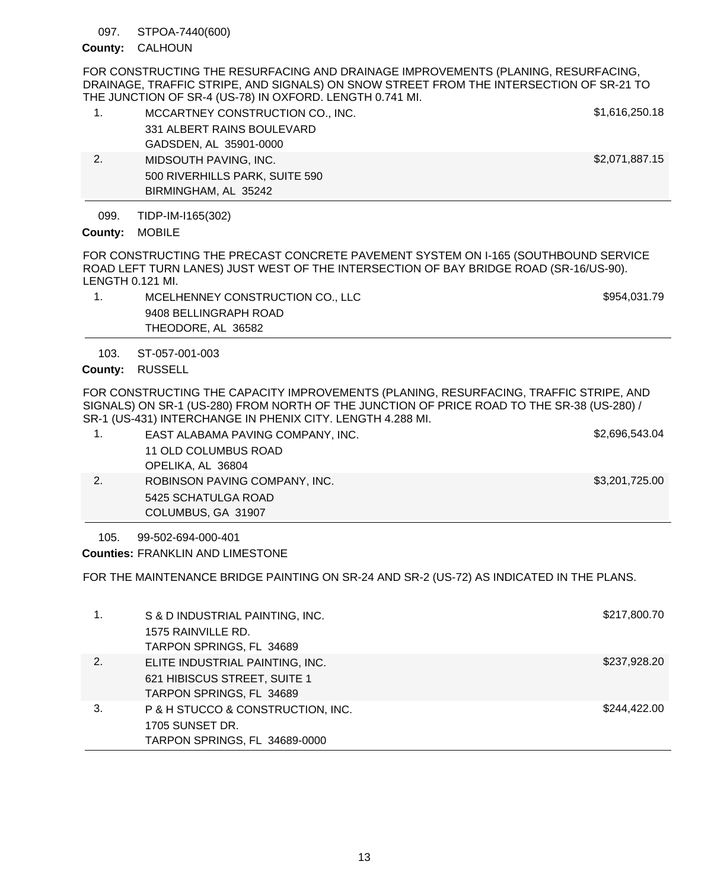097. STPOA-7440(600)

**County:** CALHOUN

FOR CONSTRUCTING THE RESURFACING AND DRAINAGE IMPROVEMENTS (PLANING, RESURFACING, DRAINAGE, TRAFFIC STRIPE, AND SIGNALS) ON SNOW STREET FROM THE INTERSECTION OF SR-21 TO THE JUNCTION OF SR-4 (US-78) IN OXFORD. LENGTH 0.741 MI.

| | | |
|---|---|---|
| 1. | MCCARTNEY CONSTRUCTION CO., INC.<br>331 ALBERT RAINS BOULEVARD<br>GADSDEN, AL 35901-0000 | $1,616,250.18 |
| 2. | MIDSOUTH PAVING, INC.<br>500 RIVERHILLS PARK, SUITE 590<br>BIRMINGHAM, AL 35242 | $2,071,887.15 |

099. TIDP-IM-I165(302)

**County:** MOBILE

FOR CONSTRUCTING THE PRECAST CONCRETE PAVEMENT SYSTEM ON I-165 (SOUTHBOUND SERVICE ROAD LEFT TURN LANES) JUST WEST OF THE INTERSECTION OF BAY BRIDGE ROAD (SR-16/US-90). LENGTH 0.121 MI.

| | | |
|---|---|---|
| 1. | MCELHENNEY CONSTRUCTION CO., LLC<br>9408 BELLINGRAPH ROAD<br>THEODORE, AL 36582 | $954,031.79 |

103. ST-057-001-003

**County:** RUSSELL

FOR CONSTRUCTING THE CAPACITY IMPROVEMENTS (PLANING, RESURFACING, TRAFFIC STRIPE, AND SIGNALS) ON SR-1 (US-280) FROM NORTH OF THE JUNCTION OF PRICE ROAD TO THE SR-38 (US-280) / SR-1 (US-431) INTERCHANGE IN PHENIX CITY. LENGTH 4.288 MI.

| | | |
|---|---|---|
| 1. | EAST ALABAMA PAVING COMPANY, INC.<br>11 OLD COLUMBUS ROAD<br>OPELIKA, AL 36804 | $2,696,543.04 |
| 2. | ROBINSON PAVING COMPANY, INC.<br>5425 SCHATULGA ROAD<br>COLUMBUS, GA 31907 | $3,201,725.00 |

105. 99-502-694-000-401

**Counties:** FRANKLIN AND LIMESTONE

FOR THE MAINTENANCE BRIDGE PAINTING ON SR-24 AND SR-2 (US-72) AS INDICATED IN THE PLANS.

| | | |
|---|---|---|
| 1. | S & D INDUSTRIAL PAINTING, INC.<br>1575 RAINVILLE RD.<br>TARPON SPRINGS, FL 34689 | $217,800.70 |
| 2. | ELITE INDUSTRIAL PAINTING, INC.<br>621 HIBISCUS STREET, SUITE 1<br>TARPON SPRINGS, FL 34689 | $237,928.20 |
| 3. | P & H STUCCO & CONSTRUCTION, INC.<br>1705 SUNSET DR.<br>TARPON SPRINGS, FL 34689-0000 | $244,422.00 |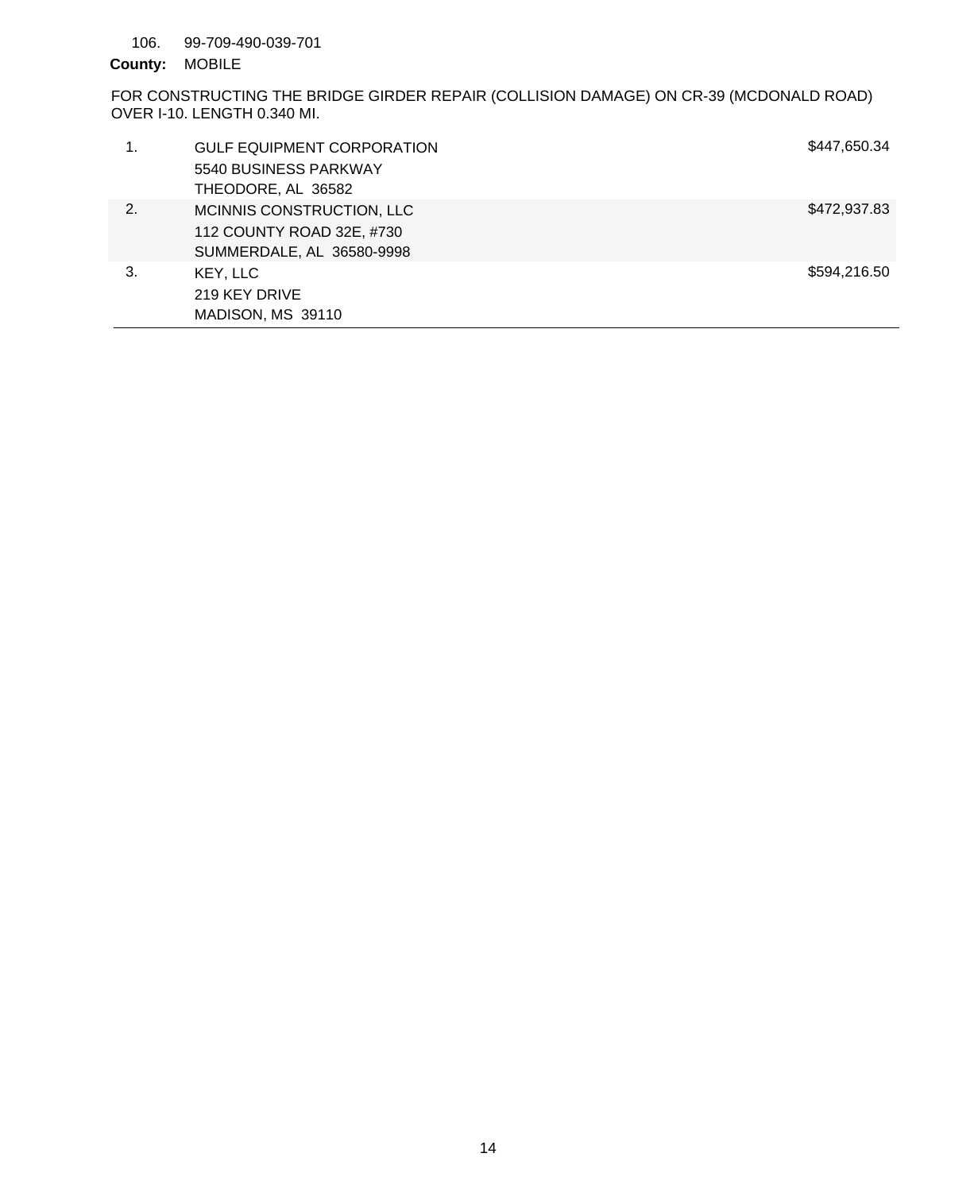106. 99-709-490-039-701

**County:** MOBILE

FOR CONSTRUCTING THE BRIDGE GIRDER REPAIR (COLLISION DAMAGE) ON CR-39 (MCDONALD ROAD) OVER I-10. LENGTH 0.340 MI.

| | | |
|---|---|---|
| 1. | GULF EQUIPMENT CORPORATION<br>5540 BUSINESS PARKWAY<br>THEODORE, AL 36582 | $447,650.34 |
| 2. | MCINNIS CONSTRUCTION, LLC<br>112 COUNTY ROAD 32E, #730<br>SUMMERDALE, AL 36580-9998 | $472,937.83 |
| 3. | KEY, LLC<br>219 KEY DRIVE<br>MADISON, MS 39110 | $594,216.50 |